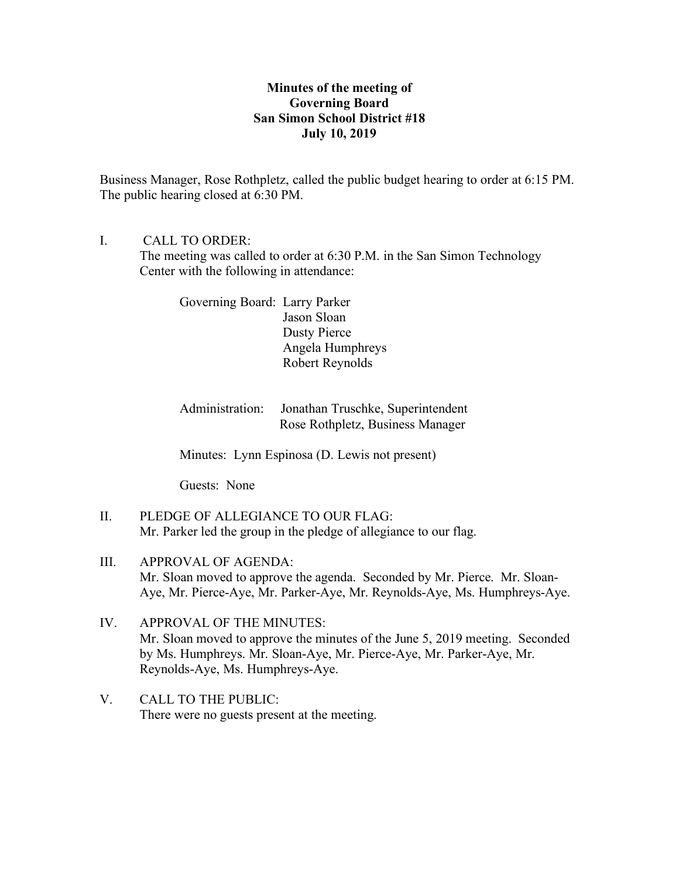**Minutes of the meeting of**
**Governing Board**
**San Simon School District #18**
**July 10, 2019**

Business Manager, Rose Rothpletz, called the public budget hearing to order at 6:15 PM. The public hearing closed at 6:30 PM.

I. CALL TO ORDER:
The meeting was called to order at 6:30 P.M. in the San Simon Technology Center with the following in attendance:

Governing Board: Larry Parker
Jason Sloan
Dusty Pierce
Angela Humphreys
Robert Reynolds

Administration: Jonathan Truschke, Superintendent
Rose Rothpletz, Business Manager

Minutes: Lynn Espinosa (D. Lewis not present)

Guests: None

II. PLEDGE OF ALLEGIANCE TO OUR FLAG:
Mr. Parker led the group in the pledge of allegiance to our flag.

III. APPROVAL OF AGENDA:
Mr. Sloan moved to approve the agenda. Seconded by Mr. Pierce. Mr. Sloan-Aye, Mr. Pierce-Aye, Mr. Parker-Aye, Mr. Reynolds-Aye, Ms. Humphreys-Aye.

IV. APPROVAL OF THE MINUTES:
Mr. Sloan moved to approve the minutes of the June 5, 2019 meeting. Seconded by Ms. Humphreys. Mr. Sloan-Aye, Mr. Pierce-Aye, Mr. Parker-Aye, Mr. Reynolds-Aye, Ms. Humphreys-Aye.

V. CALL TO THE PUBLIC:
There were no guests present at the meeting.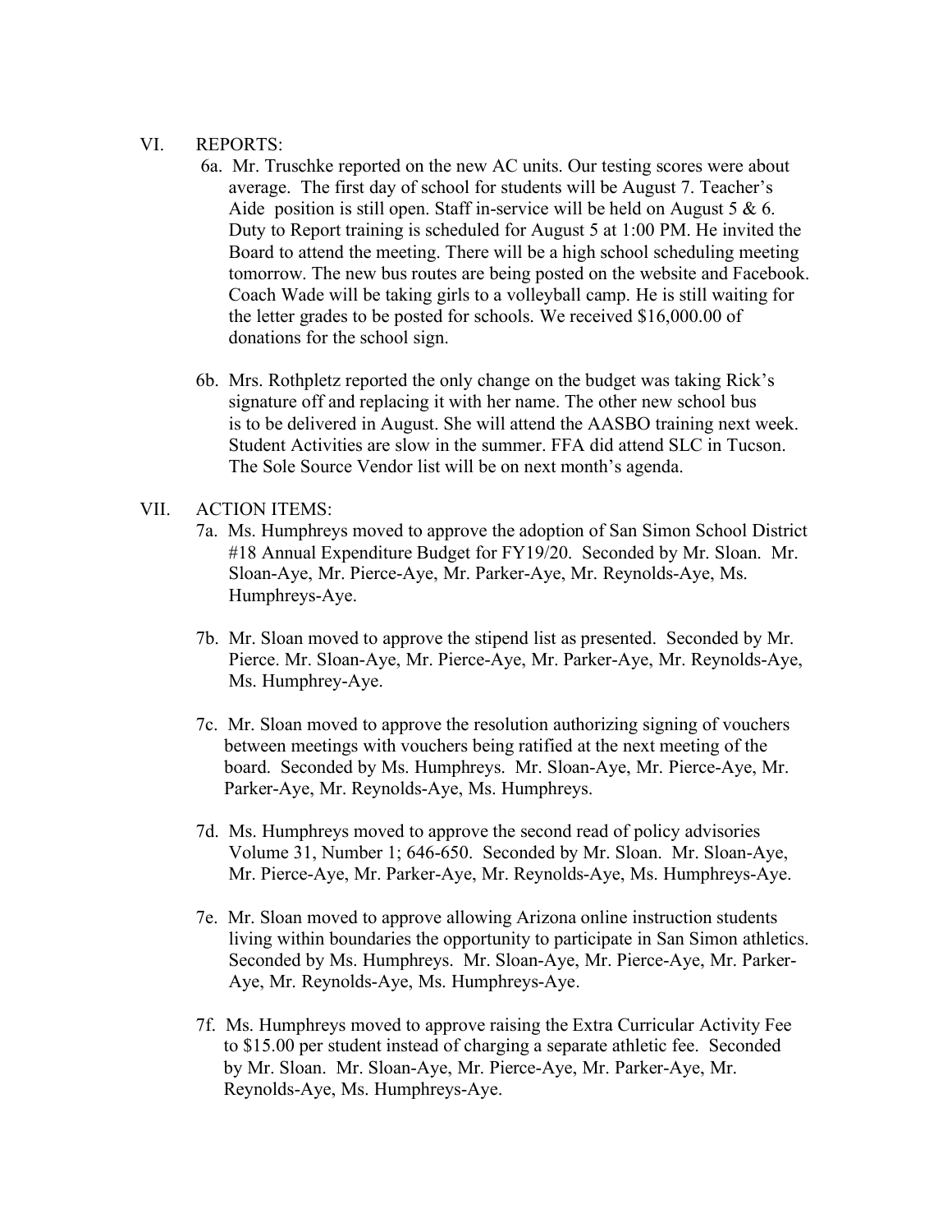VI. REPORTS:

6a. Mr. Truschke reported on the new AC units. Our testing scores were about average. The first day of school for students will be August 7. Teacher's Aide position is still open. Staff in-service will be held on August 5 & 6. Duty to Report training is scheduled for August 5 at 1:00 PM. He invited the Board to attend the meeting. There will be a high school scheduling meeting tomorrow. The new bus routes are being posted on the website and Facebook. Coach Wade will be taking girls to a volleyball camp. He is still waiting for the letter grades to be posted for schools. We received $16,000.00 of donations for the school sign.

6b. Mrs. Rothpletz reported the only change on the budget was taking Rick's signature off and replacing it with her name. The other new school bus is to be delivered in August. She will attend the AASBO training next week. Student Activities are slow in the summer. FFA did attend SLC in Tucson. The Sole Source Vendor list will be on next month's agenda.

VII. ACTION ITEMS:

7a. Ms. Humphreys moved to approve the adoption of San Simon School District #18 Annual Expenditure Budget for FY19/20. Seconded by Mr. Sloan. Mr. Sloan-Aye, Mr. Pierce-Aye, Mr. Parker-Aye, Mr. Reynolds-Aye, Ms. Humphreys-Aye.

7b. Mr. Sloan moved to approve the stipend list as presented. Seconded by Mr. Pierce. Mr. Sloan-Aye, Mr. Pierce-Aye, Mr. Parker-Aye, Mr. Reynolds-Aye, Ms. Humphrey-Aye.

7c. Mr. Sloan moved to approve the resolution authorizing signing of vouchers between meetings with vouchers being ratified at the next meeting of the board. Seconded by Ms. Humphreys. Mr. Sloan-Aye, Mr. Pierce-Aye, Mr. Parker-Aye, Mr. Reynolds-Aye, Ms. Humphreys.

7d. Ms. Humphreys moved to approve the second read of policy advisories Volume 31, Number 1; 646-650. Seconded by Mr. Sloan. Mr. Sloan-Aye, Mr. Pierce-Aye, Mr. Parker-Aye, Mr. Reynolds-Aye, Ms. Humphreys-Aye.

7e. Mr. Sloan moved to approve allowing Arizona online instruction students living within boundaries the opportunity to participate in San Simon athletics. Seconded by Ms. Humphreys. Mr. Sloan-Aye, Mr. Pierce-Aye, Mr. Parker-Aye, Mr. Reynolds-Aye, Ms. Humphreys-Aye.

7f. Ms. Humphreys moved to approve raising the Extra Curricular Activity Fee to $15.00 per student instead of charging a separate athletic fee. Seconded by Mr. Sloan. Mr. Sloan-Aye, Mr. Pierce-Aye, Mr. Parker-Aye, Mr. Reynolds-Aye, Ms. Humphreys-Aye.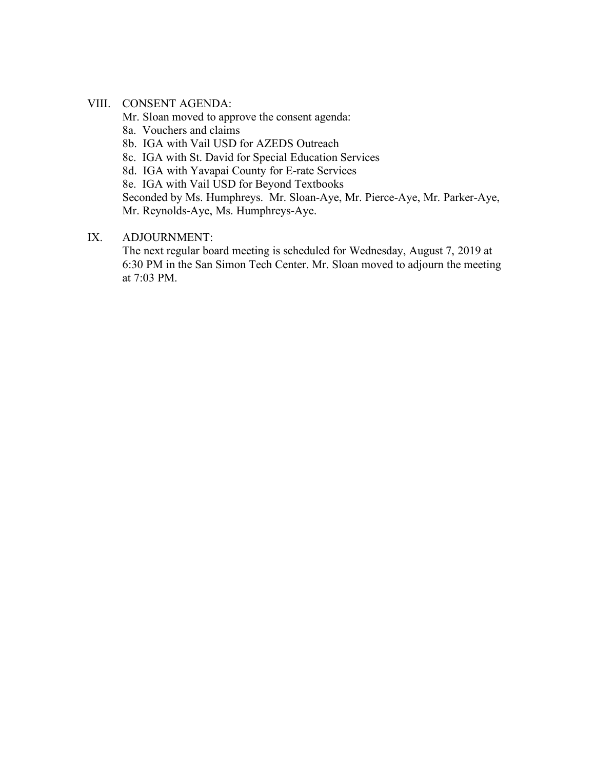## VIII. CONSENT AGENDA:

Mr. Sloan moved to approve the consent agenda:

8a. Vouchers and claims
8b. IGA with Vail USD for AZEDS Outreach
8c. IGA with St. David for Special Education Services
8d. IGA with Yavapai County for E-rate Services
8e. IGA with Vail USD for Beyond Textbooks

Seconded by Ms. Humphreys. Mr. Sloan-Aye, Mr. Pierce-Aye, Mr. Parker-Aye, Mr. Reynolds-Aye, Ms. Humphreys-Aye.

## IX. ADJOURNMENT:

The next regular board meeting is scheduled for Wednesday, August 7, 2019 at 6:30 PM in the San Simon Tech Center. Mr. Sloan moved to adjourn the meeting at 7:03 PM.